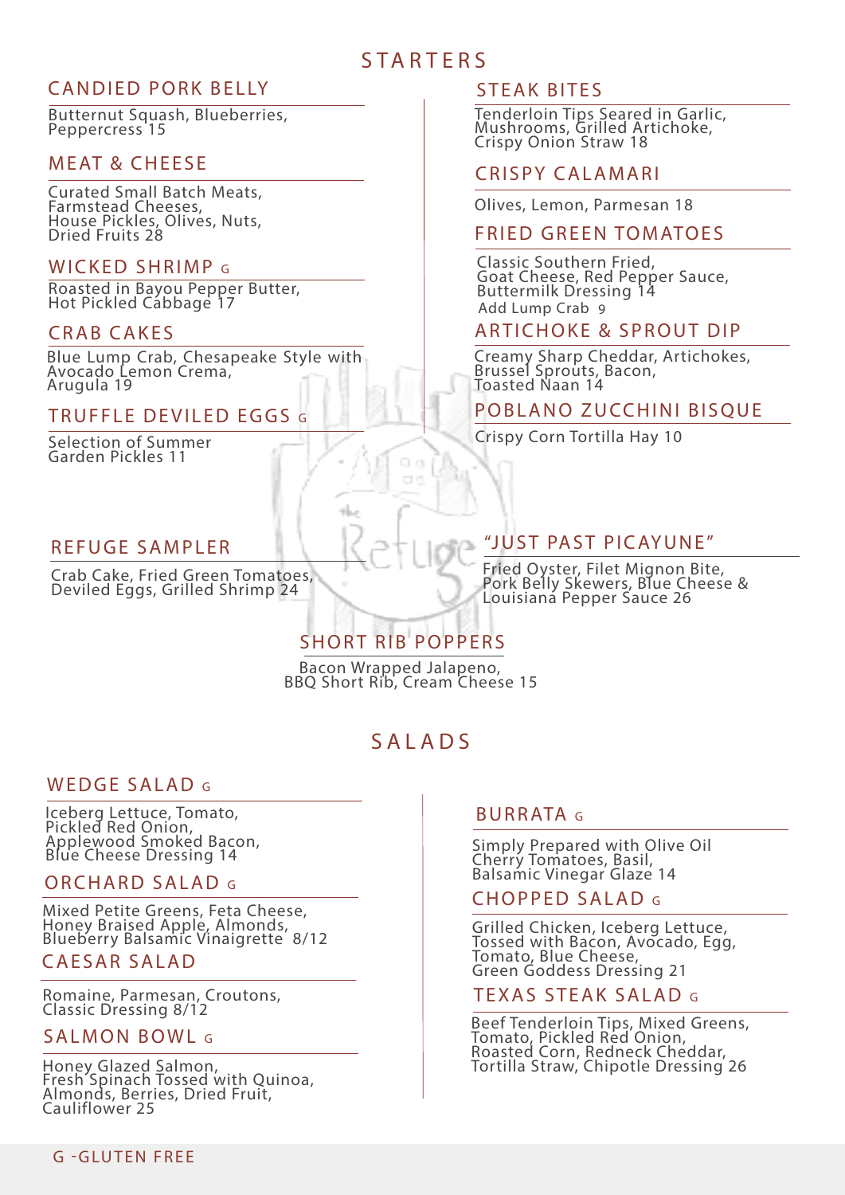# STARTERS

## CANDIED PORK BELLY

Butternut Squash, Blueberries, Peppercress 15

## MEAT & CHEESE

Curated Small Batch Meats, Farmstead Cheeses, House Pickles, Olives, Nuts, Dried Fruits 28

## WICKED SHRIMP G

Roasted in Bayou Pepper Butter, Hot Pickled Cabbage 17

## CRAB CAKES

Blue Lump Crab, Chesapeake Style with Avocado Lemon Crema, Arugula 19

## TRUFFLE DEVILED EGGS G

Selection of Summer Garden Pickles 11

## STEAK BITES

Tenderloin Tips Seared in Garlic, Mushrooms, Grilled Artichoke, Crispy Onion Straw 18

## CRISPY CALAMARI

Olives, Lemon, Parmesan 18

## FRIED GREEN TOMATOES

Classic Southern Fried, Goat Cheese, Red Pepper Sauce, Buttermilk Dressing 14
Add Lump Crab 9

## ARTICHOKE & SPROUT DIP

Creamy Sharp Cheddar, Artichokes, Brussel Sprouts, Bacon, Toasted Naan 14

## POBLANO ZUCCHINI BISQUE

Crispy Corn Tortilla Hay 10

## REFUGE SAMPLER

Crab Cake, Fried Green Tomatoes, Deviled Eggs, Grilled Shrimp 24

## "JUST PAST PICAYUNE"

Fried Oyster, Filet Mignon Bite, Pork Belly Skewers, Blue Cheese & Louisiana Pepper Sauce 26

## SHORT RIB POPPERS

Bacon Wrapped Jalapeno, BBQ Short Rib, Cream Cheese 15

# SALADS

## WEDGE SALAD G

Iceberg Lettuce, Tomato, Pickled Red Onion, Applewood Smoked Bacon, Blue Cheese Dressing 14

## ORCHARD SALAD G

Mixed Petite Greens, Feta Cheese, Honey Braised Apple, Almonds, Blueberry Balsamic Vinaigrette 8/12

## CAESAR SALAD

Romaine, Parmesan, Croutons, Classic Dressing 8/12

## SALMON BOWL G

Honey Glazed Salmon, Fresh Spinach Tossed with Quinoa, Almonds, Berries, Dried Fruit, Cauliflower 25

## BURRATA G

Simply Prepared with Olive Oil Cherry Tomatoes, Basil, Balsamic Vinegar Glaze 14

## CHOPPED SALAD G

Grilled Chicken, Iceberg Lettuce, Tossed with Bacon, Avocado, Egg, Tomato, Blue Cheese, Green Goddess Dressing 21

## TEXAS STEAK SALAD G

Beef Tenderloin Tips, Mixed Greens, Tomato, Pickled Red Onion, Roasted Corn, Redneck Cheddar, Tortilla Straw, Chipotle Dressing 26

G -GLUTEN FREE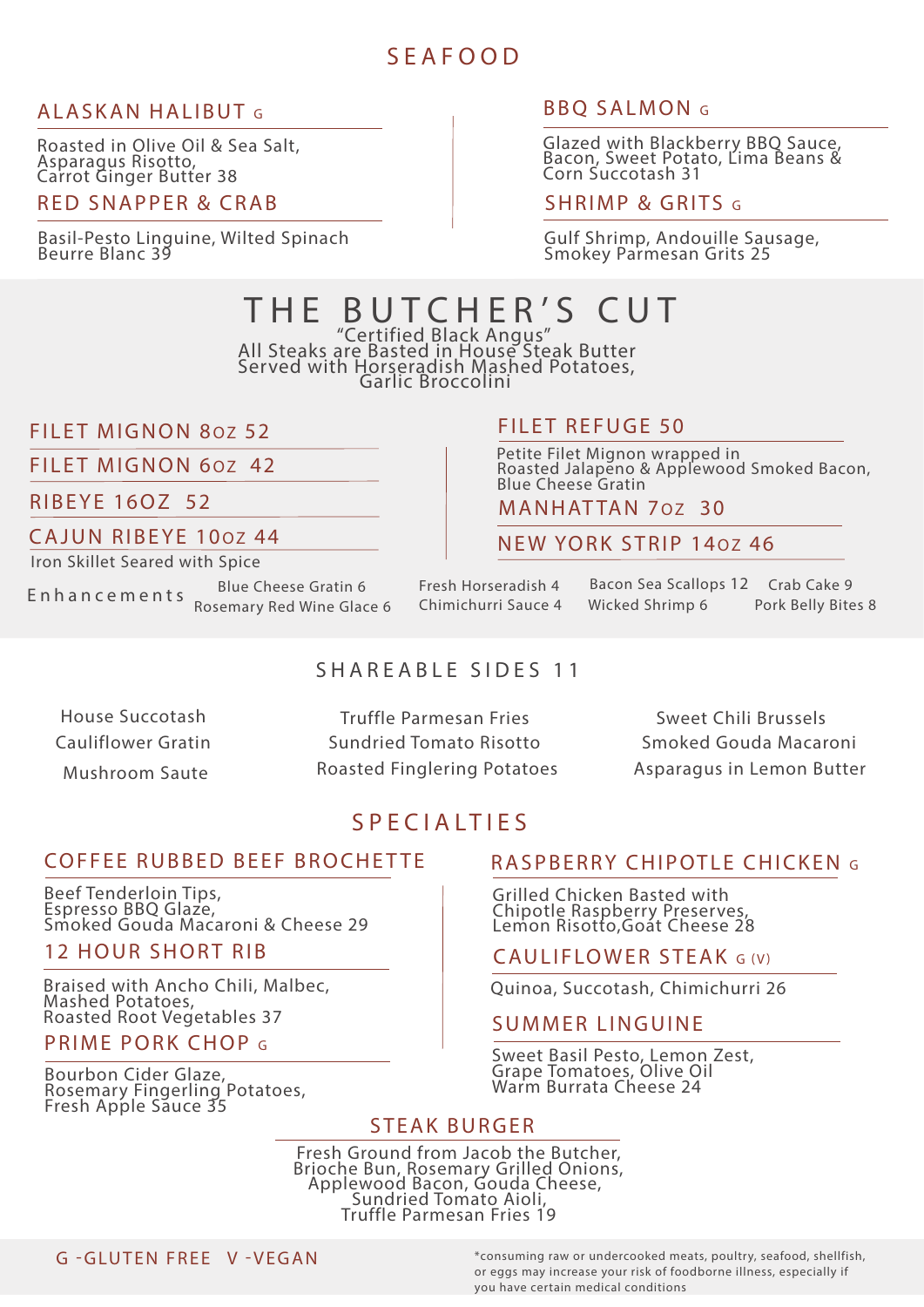# SEAFOOD

### ALASKAN HALIBUT G

Roasted in Olive Oil & Sea Salt, Asparagus Risotto, Carrot Ginger Butter 38

### RED SNAPPER & CRAB

Basil-Pesto Linguine, Wilted Spinach Beurre Blanc 39

### BBQ SALMON G

Glazed with Blackberry BBQ Sauce, Bacon, Sweet Potato, Lima Beans & Corn Succotash 31

### SHRIMP & GRITS G

Gulf Shrimp, Andouille Sausage, Smokey Parmesan Grits 25

# THE BUTCHER'S CUT

"Certified Black Angus"
All Steaks are Basted in House Steak Butter
Served with Horseradish Mashed Potatoes, Garlic Broccolini

### FILET MIGNON 8OZ 52

### FILET MIGNON 6OZ 42

### RIBEYE 16OZ 52

### CAJUN RIBEYE 10OZ 44

Iron Skillet Seared with Spice

### FILET REFUGE 50

Petite Filet Mignon wrapped in Roasted Jalapeno & Applewood Smoked Bacon, Blue Cheese Gratin

### MANHATTAN 7OZ 30

### NEW YORK STRIP 14OZ 46

**Enhancements**

- Blue Cheese Gratin 6
- Rosemary Red Wine Glace 6
- Fresh Horseradish 4
- Chimichurri Sauce 4
- Bacon Sea Scallops 12
- Wicked Shrimp 6
- Crab Cake 9
- Pork Belly Bites 8

# SHAREABLE SIDES 11

- House Succotash
- Cauliflower Gratin
- Mushroom Saute
- Truffle Parmesan Fries
- Sundried Tomato Risotto
- Roasted Finglering Potatoes
- Sweet Chili Brussels
- Smoked Gouda Macaroni
- Asparagus in Lemon Butter

# SPECIALTIES

### COFFEE RUBBED BEEF BROCHETTE

Beef Tenderloin Tips, Espresso BBQ Glaze, Smoked Gouda Macaroni & Cheese 29

### 12 HOUR SHORT RIB

Braised with Ancho Chili, Malbec, Mashed Potatoes, Roasted Root Vegetables 37

### PRIME PORK CHOP G

Bourbon Cider Glaze, Rosemary Fingerling Potatoes, Fresh Apple Sauce 35

### RASPBERRY CHIPOTLE CHICKEN G

Grilled Chicken Basted with Chipotle Raspberry Preserves, Lemon Risotto,Goat Cheese 28

### CAULIFLOWER STEAK G (V)

Quinoa, Succotash, Chimichurri 26

### SUMMER LINGUINE

Sweet Basil Pesto, Lemon Zest, Grape Tomatoes, Olive Oil Warm Burrata Cheese 24

### STEAK BURGER

Fresh Ground from Jacob the Butcher, Brioche Bun, Rosemary Grilled Onions, Applewood Bacon, Gouda Cheese, Sundried Tomato Aioli, Truffle Parmesan Fries 19

G -GLUTEN FREE V -VEGAN

*consuming raw or undercooked meats, poultry, seafood, shellfish, or eggs may increase your risk of foodborne illness, especially if you have certain medical conditions